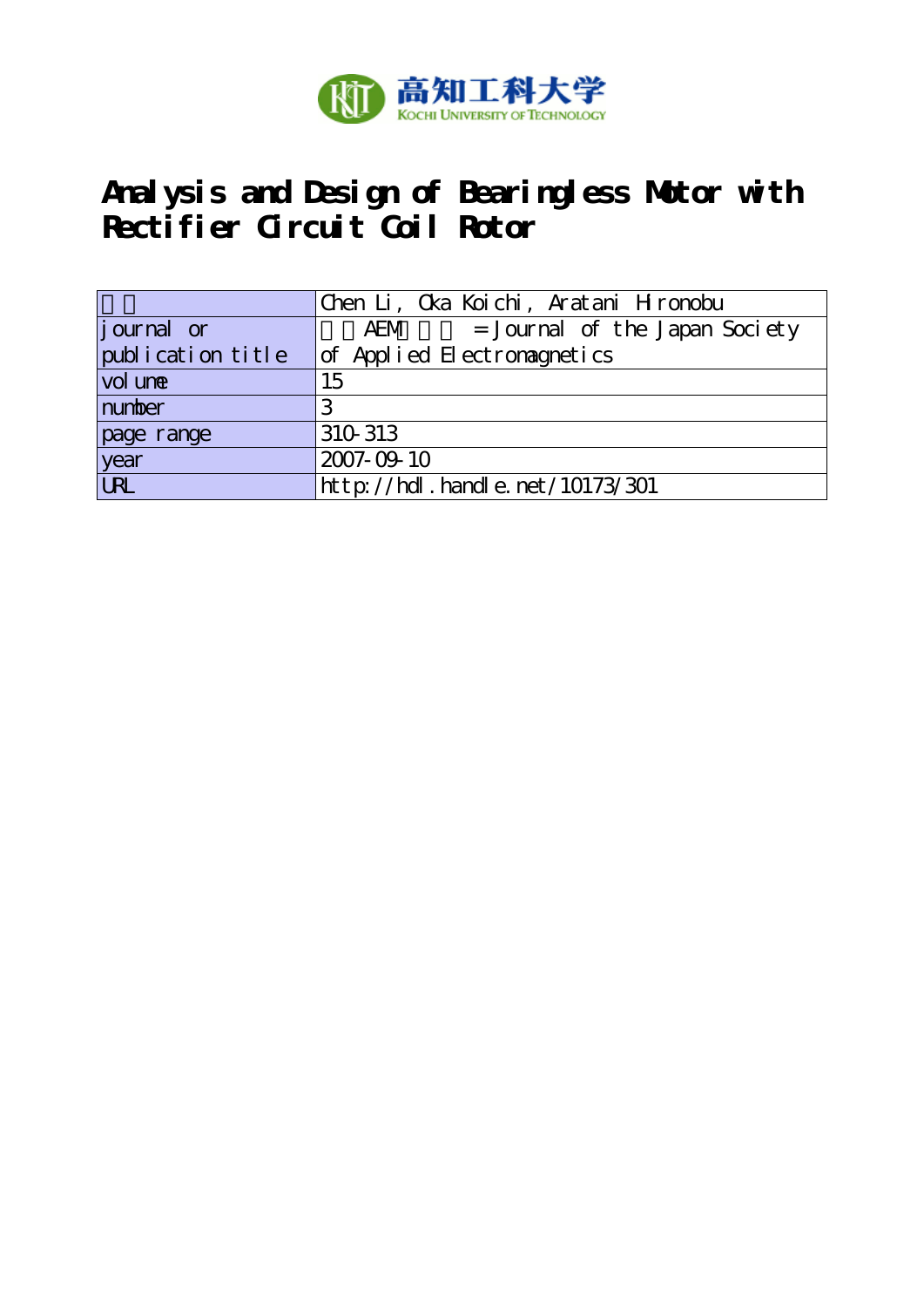高知工科大学
Kochi University of Technology

# Analysis and Design of Bearingless Motor with Rectifier Circuit Coil Rotor

| 著者 | Chen Li, Oka Koichi, Aratani Hironobu |
|---|---|
| journal or publication title | 日本AEM学会誌 = Journal of the Japan Society of Applied Electromagnetics |
| volume | 15 |
| number | 3 |
| page range | 310-313 |
| year | 2007-09-10 |
| URL | http://hdl.handle.net/10173/301 |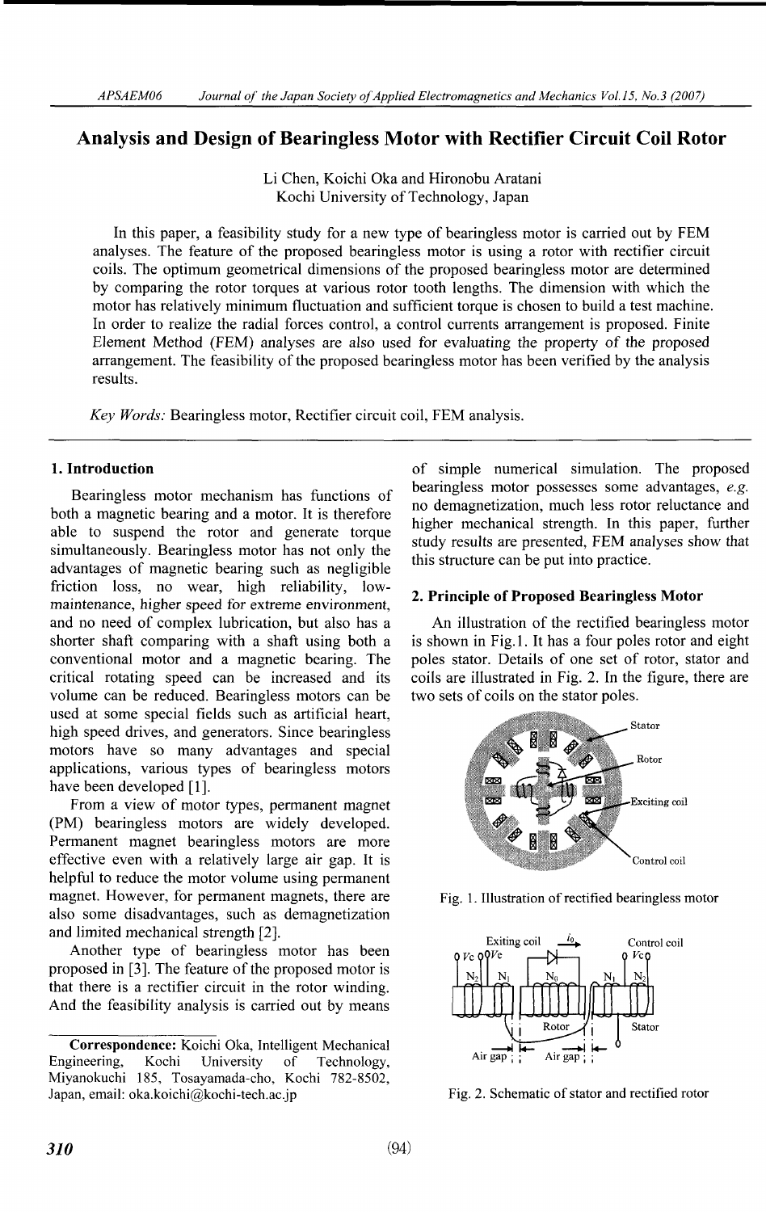# Analysis and Design of Bearingless Motor with Rectifier Circuit Coil Rotor

Li Chen, Koichi Oka and Hironobu Aratani
Kochi University of Technology, Japan

In this paper, a feasibility study for a new type of bearingless motor is carried out by FEM analyses. The feature of the proposed bearingless motor is using a rotor with rectifier circuit coils. The optimum geometrical dimensions of the proposed bearingless motor are determined by comparing the rotor torques at various rotor tooth lengths. The dimension with which the motor has relatively minimum fluctuation and sufficient torque is chosen to build a test machine. In order to realize the radial forces control, a control currents arrangement is proposed. Finite Element Method (FEM) analyses are also used for evaluating the property of the proposed arrangement. The feasibility of the proposed bearingless motor has been verified by the analysis results.

*Key Words:* Bearingless motor, Rectifier circuit coil, FEM analysis.

## 1. Introduction

Bearingless motor mechanism has functions of both a magnetic bearing and a motor. It is therefore able to suspend the rotor and generate torque simultaneously. Bearingless motor has not only the advantages of magnetic bearing such as negligible friction loss, no wear, high reliability, low-maintenance, higher speed for extreme environment, and no need of complex lubrication, but also has a shorter shaft comparing with a shaft using both a conventional motor and a magnetic bearing. The critical rotating speed can be increased and its volume can be reduced. Bearingless motors can be used at some special fields such as artificial heart, high speed drives, and generators. Since bearingless motors have so many advantages and special applications, various types of bearingless motors have been developed [1].

From a view of motor types, permanent magnet (PM) bearingless motors are widely developed. Permanent magnet bearingless motors are more effective even with a relatively large air gap. It is helpful to reduce the motor volume using permanent magnet. However, for permanent magnets, there are also some disadvantages, such as demagnetization and limited mechanical strength [2].

Another type of bearingless motor has been proposed in [3]. The feature of the proposed motor is that there is a rectifier circuit in the rotor winding. And the feasibility analysis is carried out by means of simple numerical simulation. The proposed bearingless motor possesses some advantages, *e.g.* no demagnetization, much less rotor reluctance and higher mechanical strength. In this paper, further study results are presented, FEM analyses show that this structure can be put into practice.

**Correspondence:** Koichi Oka, Intelligent Mechanical Engineering, Kochi University of Technology, Miyanokuchi 185, Tosayamada-cho, Kochi 782-8502, Japan, email: oka.koichi@kochi-tech.ac.jp

## 2. Principle of Proposed Bearingless Motor

An illustration of the rectified bearingless motor is shown in Fig.1. It has a four poles rotor and eight poles stator. Details of one set of rotor, stator and coils are illustrated in Fig. 2. In the figure, there are two sets of coils on the stator poles.

Fig. 1. Illustration of rectified bearingless motor

Fig. 2. Schematic of stator and rectified rotor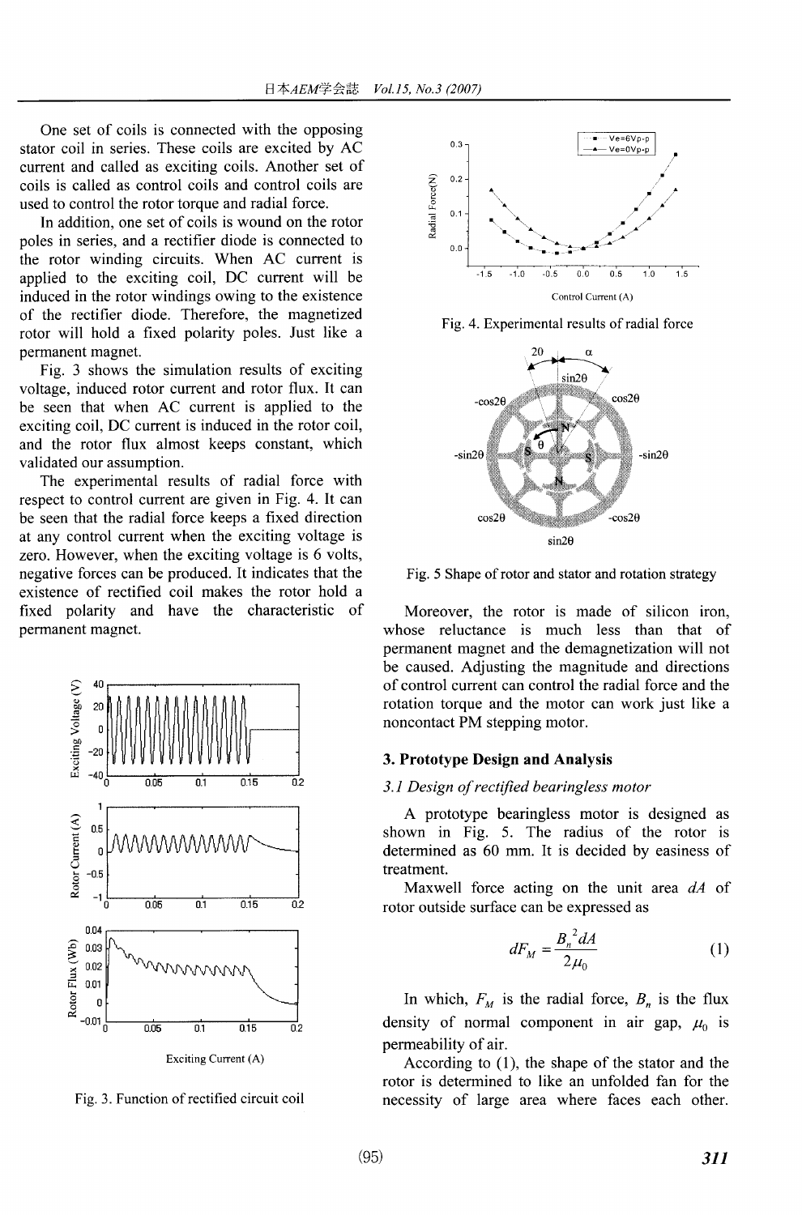One set of coils is connected with the opposing stator coil in series. These coils are excited by AC current and called as exciting coils. Another set of coils is called as control coils and control coils are used to control the rotor torque and radial force.

In addition, one set of coils is wound on the rotor poles in series, and a rectifier diode is connected to the rotor winding circuits. When AC current is applied to the exciting coil, DC current will be induced in the rotor windings owing to the existence of the rectifier diode. Therefore, the magnetized rotor will hold a fixed polarity poles. Just like a permanent magnet.

Fig. 3 shows the simulation results of exciting voltage, induced rotor current and rotor flux. It can be seen that when AC current is applied to the exciting coil, DC current is induced in the rotor coil, and the rotor flux almost keeps constant, which validated our assumption.

The experimental results of radial force with respect to control current are given in Fig. 4. It can be seen that the radial force keeps a fixed direction at any control current when the exciting voltage is zero. However, when the exciting voltage is 6 volts, negative forces can be produced. It indicates that the existence of rectified coil makes the rotor hold a fixed polarity and have the characteristic of permanent magnet.

Fig. 3. Function of rectified circuit coil

Fig. 4. Experimental results of radial force

Fig. 5 Shape of rotor and stator and rotation strategy

Moreover, the rotor is made of silicon iron, whose reluctance is much less than that of permanent magnet and the demagnetization will not be caused. Adjusting the magnitude and directions of control current can control the radial force and the rotation torque and the motor can work just like a noncontact PM stepping motor.

## 3. Prototype Design and Analysis

### 3.1 Design of rectified bearingless motor

A prototype bearingless motor is designed as shown in Fig. 5. The radius of the rotor is determined as 60 mm. It is decided by easiness of treatment.

Maxwell force acting on the unit area $dA$ of rotor outside surface can be expressed as

$$dF_M = \frac{B_n^{\ 2} dA}{2\mu_0} \tag{1}$$

In which, $F_M$ is the radial force, $B_n$ is the flux density of normal component in air gap, $\mu_0$ is permeability of air.

According to (1), the shape of the stator and the rotor is determined to like an unfolded fan for the necessity of large area where faces each other.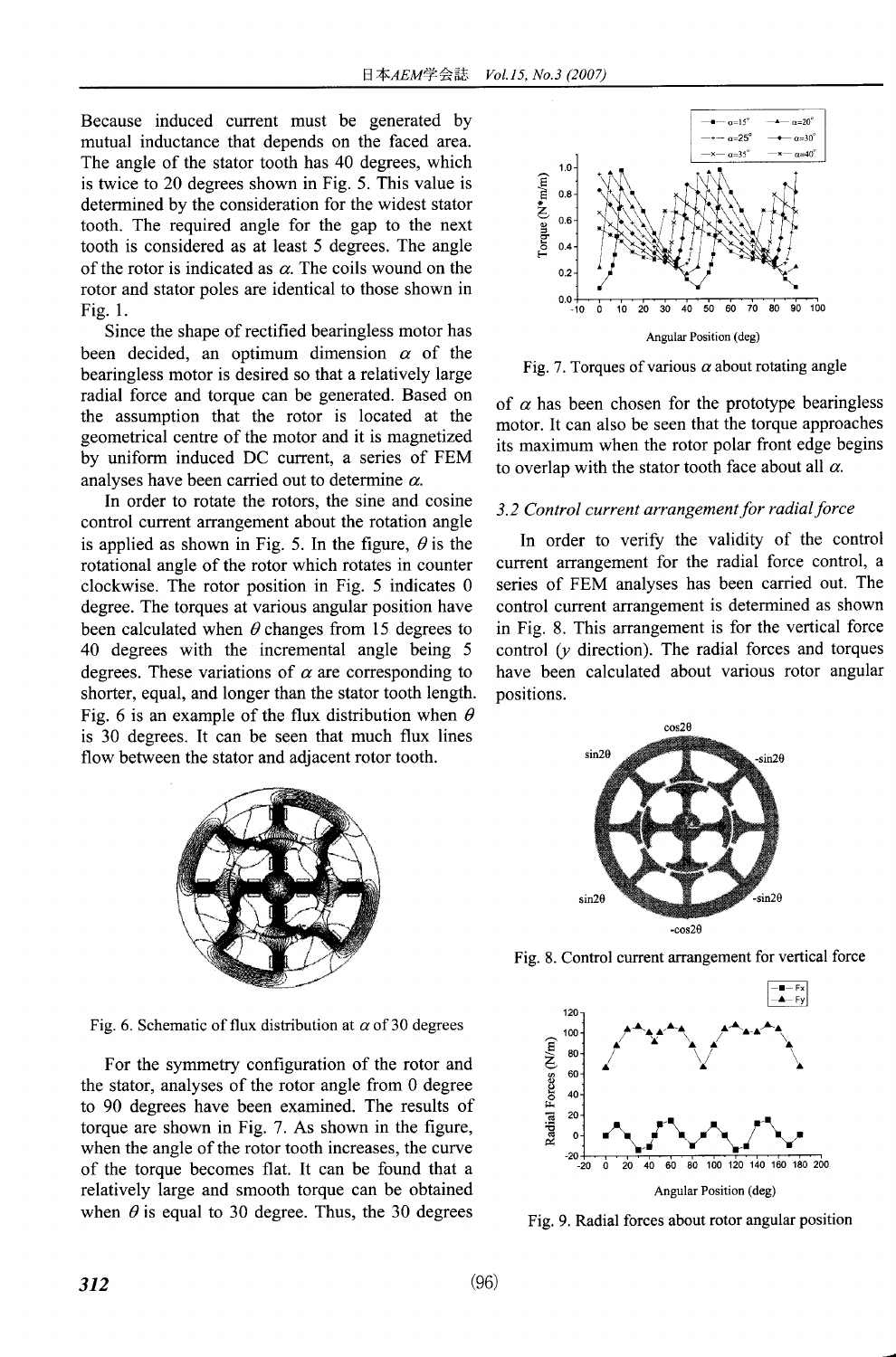Because induced current must be generated by mutual inductance that depends on the faced area. The angle of the stator tooth has 40 degrees, which is twice to 20 degrees shown in Fig. 5. This value is determined by the consideration for the widest stator tooth. The required angle for the gap to the next tooth is considered as at least 5 degrees. The angle of the rotor is indicated as $\alpha$. The coils wound on the rotor and stator poles are identical to those shown in Fig. 1.

Since the shape of rectified bearingless motor has been decided, an optimum dimension $\alpha$ of the bearingless motor is desired so that a relatively large radial force and torque can be generated. Based on the assumption that the rotor is located at the geometrical centre of the motor and it is magnetized by uniform induced DC current, a series of FEM analyses have been carried out to determine $\alpha$.

In order to rotate the rotors, the sine and cosine control current arrangement about the rotation angle is applied as shown in Fig. 5. In the figure, $\theta$ is the rotational angle of the rotor which rotates in counter clockwise. The rotor position in Fig. 5 indicates 0 degree. The torques at various angular position have been calculated when $\theta$ changes from 15 degrees to 40 degrees with the incremental angle being 5 degrees. These variations of $\alpha$ are corresponding to shorter, equal, and longer than the stator tooth length. Fig. 6 is an example of the flux distribution when $\theta$ is 30 degrees. It can be seen that much flux lines flow between the stator and adjacent rotor tooth.

Fig. 6. Schematic of flux distribution at $\alpha$ of 30 degrees

For the symmetry configuration of the rotor and the stator, analyses of the rotor angle from 0 degree to 90 degrees have been examined. The results of torque are shown in Fig. 7. As shown in the figure, when the angle of the rotor tooth increases, the curve of the torque becomes flat. It can be found that a relatively large and smooth torque can be obtained when $\theta$ is equal to 30 degree. Thus, the 30 degrees of $\alpha$ has been chosen for the prototype bearingless motor. It can also be seen that the torque approaches its maximum when the rotor polar front edge begins to overlap with the stator tooth face about all $\alpha$.

Fig. 7. Torques of various $\alpha$ about rotating angle

### 3.2 Control current arrangement for radial force

In order to verify the validity of the control current arrangement for the radial force control, a series of FEM analyses has been carried out. The control current arrangement is determined as shown in Fig. 8. This arrangement is for the vertical force control ($y$ direction). The radial forces and torques have been calculated about various rotor angular positions.

Fig. 8. Control current arrangement for vertical force

Fig. 9. Radial forces about rotor angular position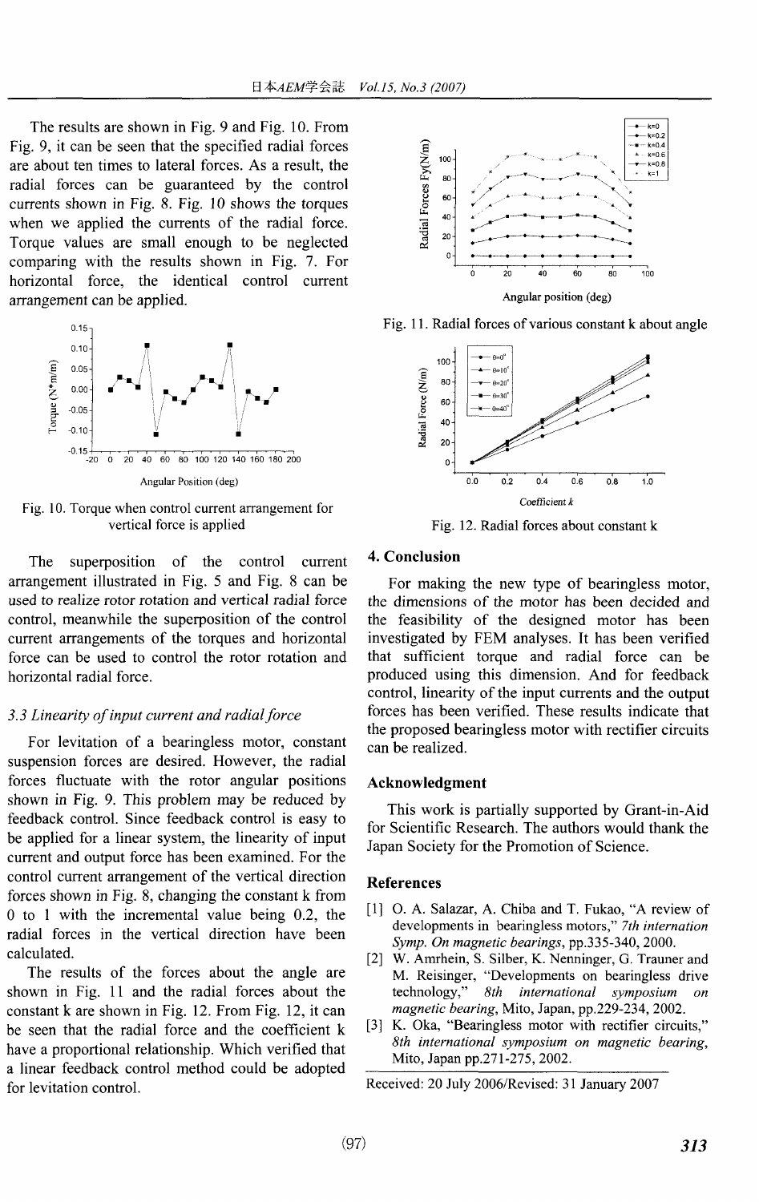The results are shown in Fig. 9 and Fig. 10. From Fig. 9, it can be seen that the specified radial forces are about ten times to lateral forces. As a result, the radial forces can be guaranteed by the control currents shown in Fig. 8. Fig. 10 shows the torques when we applied the currents of the radial force. Torque values are small enough to be neglected comparing with the results shown in Fig. 7. For horizontal force, the identical control current arrangement can be applied.

Torque (N*m/m)
0.15
0.10
0.05
0.00
-0.05
-0.10
-0.15
-20 0 20 40 60 80 100 120 140 160 180 200
Angular Position (deg)

Fig. 10. Torque when control current arrangement for vertical force is applied

The superposition of the control current arrangement illustrated in Fig. 5 and Fig. 8 can be used to realize rotor rotation and vertical radial force control, meanwhile the superposition of the control current arrangements of the torques and horizontal force can be used to control the rotor rotation and horizontal radial force.

### 3.3 Linearity of input current and radial force

For levitation of a bearingless motor, constant suspension forces are desired. However, the radial forces fluctuate with the rotor angular positions shown in Fig. 9. This problem may be reduced by feedback control. Since feedback control is easy to be applied for a linear system, the linearity of input current and output force has been examined. For the control current arrangement of the vertical direction forces shown in Fig. 8, changing the constant k from 0 to 1 with the incremental value being 0.2, the radial forces in the vertical direction have been calculated.

The results of the forces about the angle are shown in Fig. 11 and the radial forces about the constant k are shown in Fig. 12. From Fig. 12, it can be seen that the radial force and the coefficient k have a proportional relationship. Which verified that a linear feedback control method could be adopted for levitation control.

Radial Forces Fy(N/m)
k=0
k=0.2
k=0.4
k=0.6
k=0.8
k=1
100
80
60
40
20
0
0 20 40 60 80 100
Angular position (deg)

Fig. 11. Radial forces of various constant k about angle

Radial Force (N/m)
θ=0°
θ=10°
θ=20°
θ=30°
θ=40°
100
80
60
40
20
0
0.0 0.2 0.4 0.6 0.8 1.0
Coefficient *k*

Fig. 12. Radial forces about constant k

## 4. Conclusion

For making the new type of bearingless motor, the dimensions of the motor has been decided and the feasibility of the designed motor has been investigated by FEM analyses. It has been verified that sufficient torque and radial force can be produced using this dimension. And for feedback control, linearity of the input currents and the output forces has been verified. These results indicate that the proposed bearingless motor with rectifier circuits can be realized.

## Acknowledgment

This work is partially supported by Grant-in-Aid for Scientific Research. The authors would thank the Japan Society for the Promotion of Science.

## References

[1] O. A. Salazar, A. Chiba and T. Fukao, "A review of developments in bearingless motors," *7th internation Symp. On magnetic bearings*, pp.335-340, 2000.

[2] W. Amrhein, S. Silber, K. Nenninger, G. Trauner and M. Reisinger, "Developments on bearingless drive technology," *8th international symposium on magnetic bearing*, Mito, Japan, pp.229-234, 2002.

[3] K. Oka, "Bearingless motor with rectifier circuits," *8th international symposium on magnetic bearing*, Mito, Japan pp.271-275, 2002.

Received: 20 July 2006/Revised: 31 January 2007